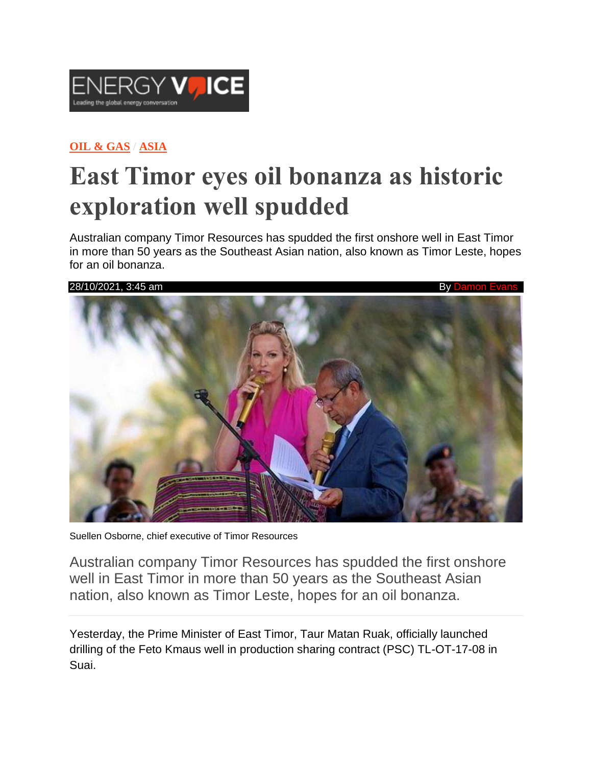ENERGY VOICE
Leading the global energy conversation

**OIL & GAS** / **ASIA**

# East Timor eyes oil bonanza as historic exploration well spudded

Australian company Timor Resources has spudded the first onshore well in East Timor in more than 50 years as the Southeast Asian nation, also known as Timor Leste, hopes for an oil bonanza.

28/10/2021, 3:45 am By Damon Evans

Suellen Osborne, chief executive of Timor Resources

Australian company Timor Resources has spudded the first onshore well in East Timor in more than 50 years as the Southeast Asian nation, also known as Timor Leste, hopes for an oil bonanza.

Yesterday, the Prime Minister of East Timor, Taur Matan Ruak, officially launched drilling of the Feto Kmaus well in production sharing contract (PSC) TL-OT-17-08 in Suai.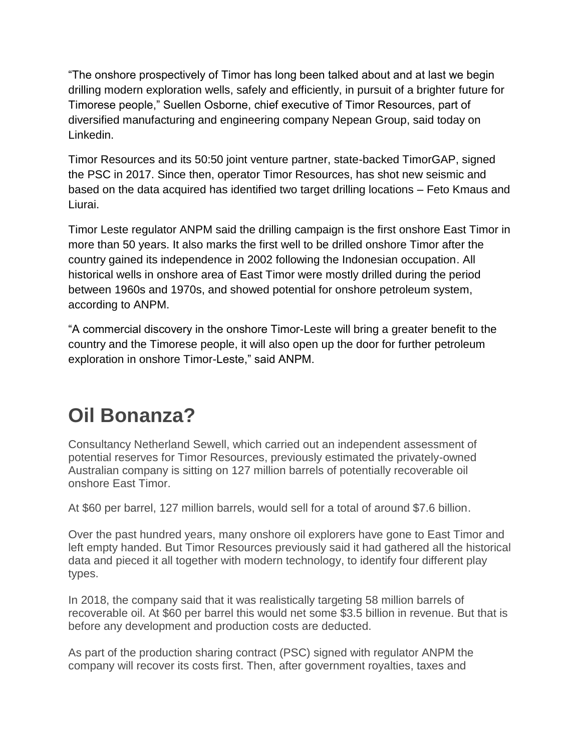"The onshore prospectively of Timor has long been talked about and at last we begin drilling modern exploration wells, safely and efficiently, in pursuit of a brighter future for Timorese people," Suellen Osborne, chief executive of Timor Resources, part of diversified manufacturing and engineering company Nepean Group, said today on Linkedin.

Timor Resources and its 50:50 joint venture partner, state-backed TimorGAP, signed the PSC in 2017. Since then, operator Timor Resources, has shot new seismic and based on the data acquired has identified two target drilling locations – Feto Kmaus and Liurai.

Timor Leste regulator ANPM said the drilling campaign is the first onshore East Timor in more than 50 years. It also marks the first well to be drilled onshore Timor after the country gained its independence in 2002 following the Indonesian occupation. All historical wells in onshore area of East Timor were mostly drilled during the period between 1960s and 1970s, and showed potential for onshore petroleum system, according to ANPM.

"A commercial discovery in the onshore Timor-Leste will bring a greater benefit to the country and the Timorese people, it will also open up the door for further petroleum exploration in onshore Timor-Leste," said ANPM.

## Oil Bonanza?

Consultancy Netherland Sewell, which carried out an independent assessment of potential reserves for Timor Resources, previously estimated the privately-owned Australian company is sitting on 127 million barrels of potentially recoverable oil onshore East Timor.

At $60 per barrel, 127 million barrels, would sell for a total of around $7.6 billion.

Over the past hundred years, many onshore oil explorers have gone to East Timor and left empty handed. But Timor Resources previously said it had gathered all the historical data and pieced it all together with modern technology, to identify four different play types.

In 2018, the company said that it was realistically targeting 58 million barrels of recoverable oil. At $60 per barrel this would net some $3.5 billion in revenue. But that is before any development and production costs are deducted.

As part of the production sharing contract (PSC) signed with regulator ANPM the company will recover its costs first. Then, after government royalties, taxes and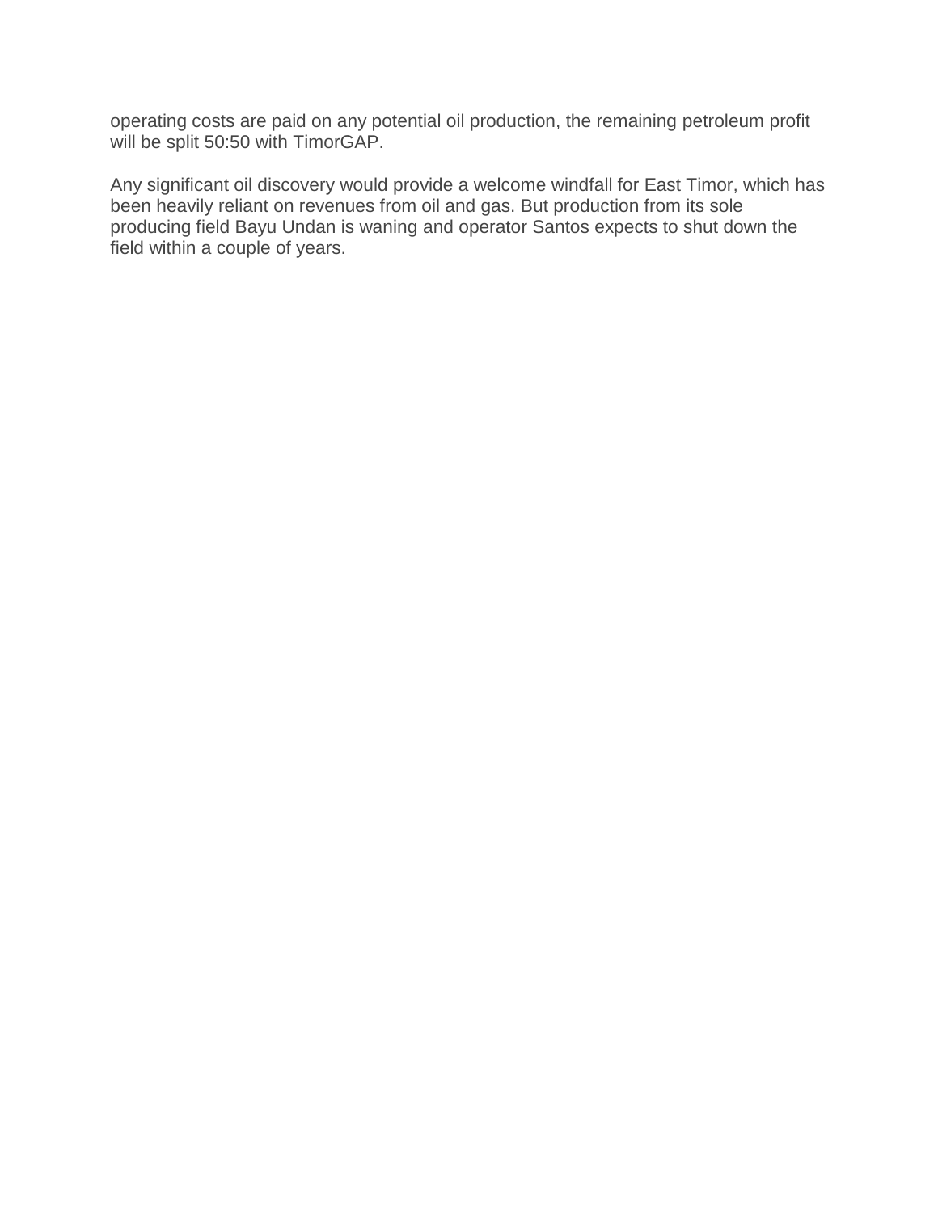operating costs are paid on any potential oil production, the remaining petroleum profit will be split 50:50 with TimorGAP.

Any significant oil discovery would provide a welcome windfall for East Timor, which has been heavily reliant on revenues from oil and gas. But production from its sole producing field Bayu Undan is waning and operator Santos expects to shut down the field within a couple of years.